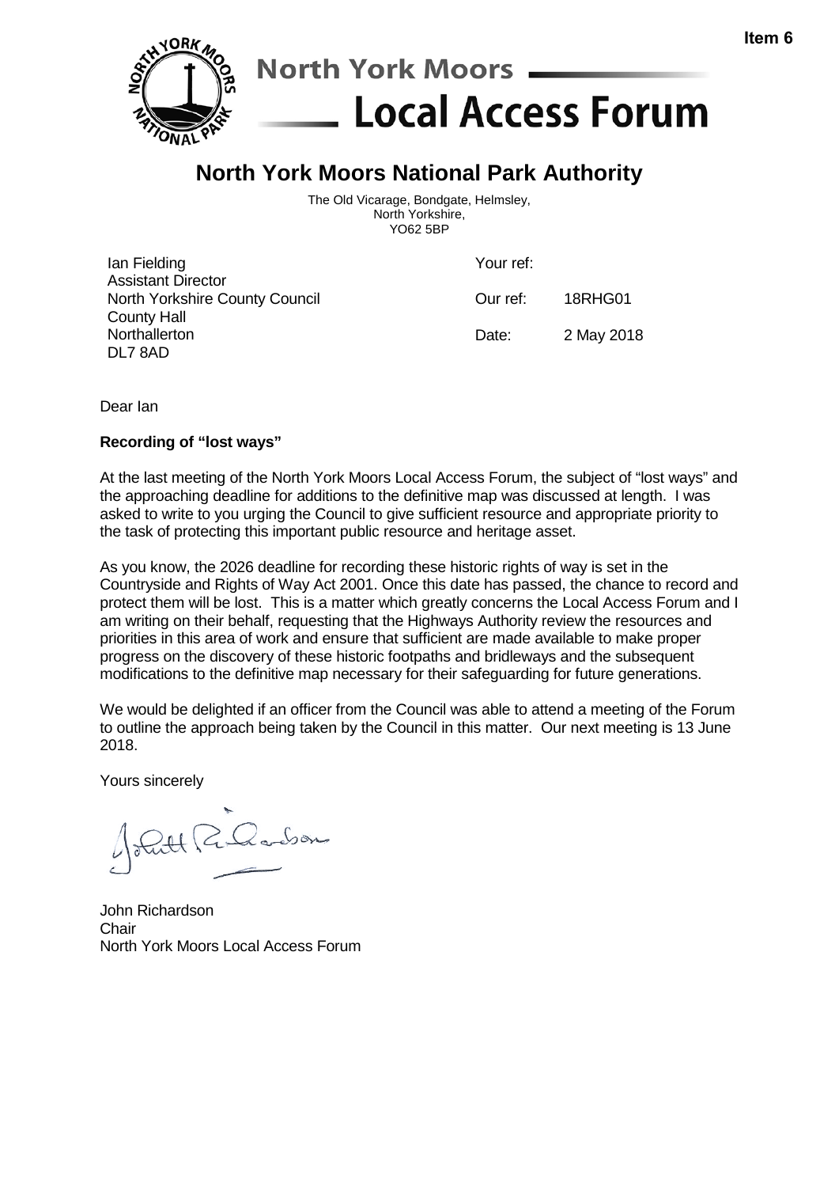Item 6

North York Moors
Local Access Forum

# North York Moors National Park Authority

The Old Vicarage, Bondgate, Helmsley,
North Yorkshire,
YO62 5BP

| | | |
|---|---|---|
| Ian Fielding | Your ref: | |
| Assistant Director | | |
| North Yorkshire County Council | Our ref: | 18RHG01 |
| County Hall | | |
| Northallerton | Date: | 2 May 2018 |
| DL7 8AD | | |

Dear Ian

**Recording of "lost ways"**

At the last meeting of the North York Moors Local Access Forum, the subject of "lost ways" and the approaching deadline for additions to the definitive map was discussed at length. I was asked to write to you urging the Council to give sufficient resource and appropriate priority to the task of protecting this important public resource and heritage asset.

As you know, the 2026 deadline for recording these historic rights of way is set in the Countryside and Rights of Way Act 2001. Once this date has passed, the chance to record and protect them will be lost. This is a matter which greatly concerns the Local Access Forum and I am writing on their behalf, requesting that the Highways Authority review the resources and priorities in this area of work and ensure that sufficient are made available to make proper progress on the discovery of these historic footpaths and bridleways and the subsequent modifications to the definitive map necessary for their safeguarding for future generations.

We would be delighted if an officer from the Council was able to attend a meeting of the Forum to outline the approach being taken by the Council in this matter. Our next meeting is 13 June 2018.

Yours sincerely

John Richardson
Chair
North York Moors Local Access Forum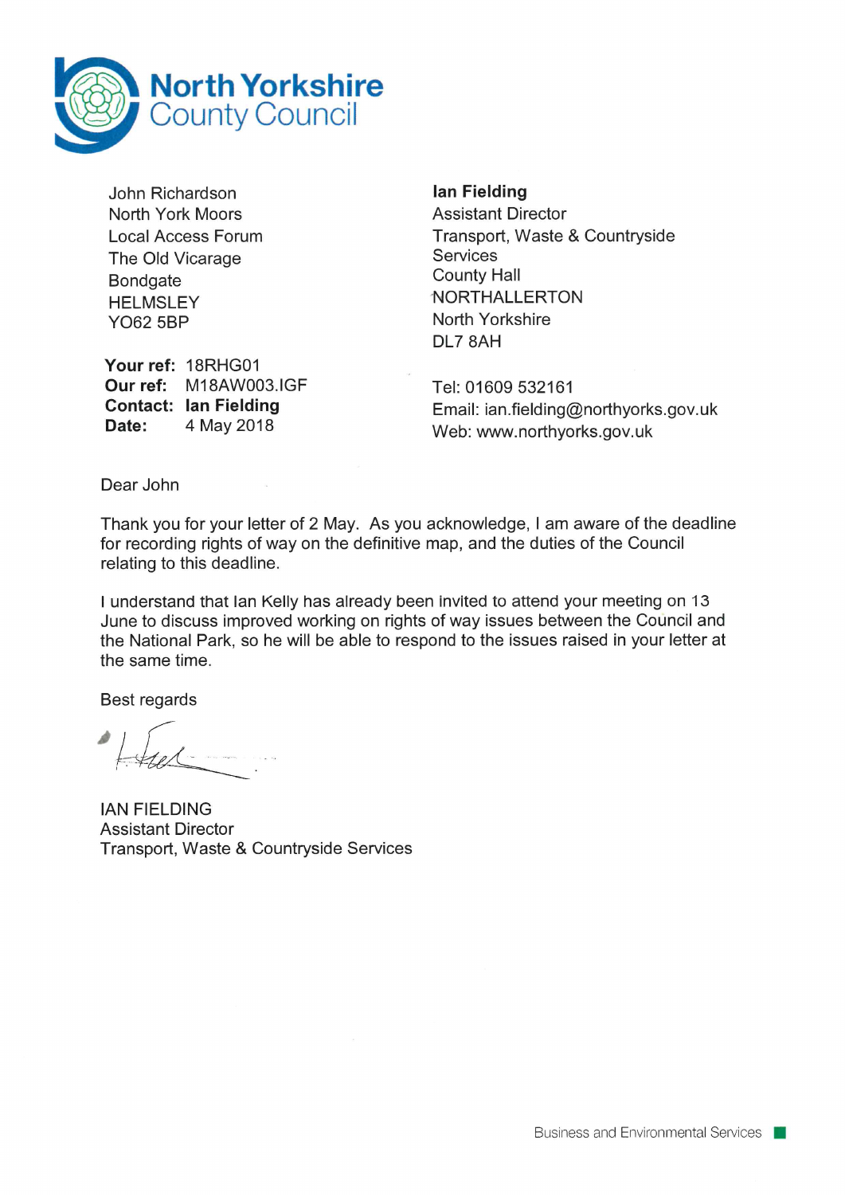**North Yorkshire County Council**

John Richardson
North York Moors
Local Access Forum
The Old Vicarage
Bondgate
HELMSLEY
YO62 5BP

**Ian Fielding**
Assistant Director
Transport, Waste & Countryside Services
County Hall
NORTHALLERTON
North Yorkshire
DL7 8AH

**Your ref:** 18RHG01
**Our ref:** M18AW003.IGF
**Contact:** **Ian Fielding**
**Date:** 4 May 2018

Tel: 01609 532161
Email: ian.fielding@northyorks.gov.uk
Web: www.northyorks.gov.uk

Dear John

Thank you for your letter of 2 May. As you acknowledge, I am aware of the deadline for recording rights of way on the definitive map, and the duties of the Council relating to this deadline.

I understand that Ian Kelly has already been invited to attend your meeting on 13 June to discuss improved working on rights of way issues between the Council and the National Park, so he will be able to respond to the issues raised in your letter at the same time.

Best regards

IAN FIELDING
Assistant Director
Transport, Waste & Countryside Services

Business and Environmental Services